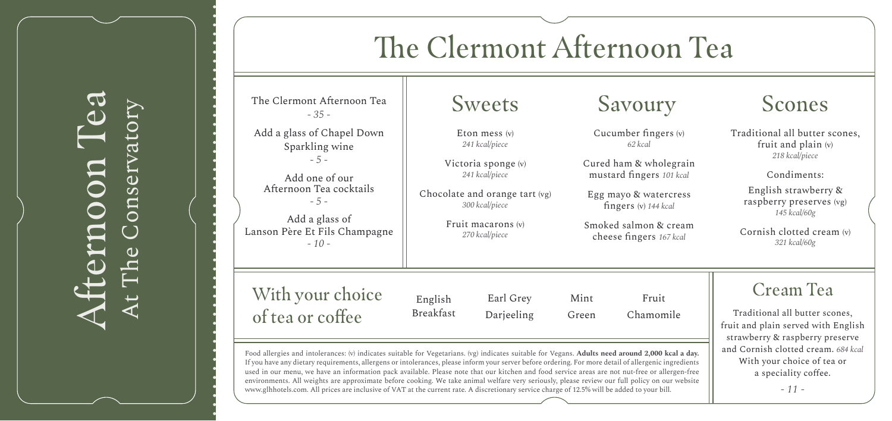# Afternoon Tea

At The Conservatory

# The Clermont Afternoon Tea

The Clermont Afternoon Tea
*- 35 -*

Add a glass of Chapel Down Sparkling wine
*- 5 -*

Add one of our Afternoon Tea cocktails
*- 5 -*

Add a glass of Lanson Père Et Fils Champagne
*- 10 -*

## Sweets

Eton mess (v)
*241 kcal/piece*

Victoria sponge (v)
*241 kcal/piece*

Chocolate and orange tart (vg)
*300 kcal/piece*

Fruit macarons (v)
*270 kcal/piece*

## Savoury

Cucumber fingers (v)
*62 kcal*

Cured ham & wholegrain mustard fingers *101 kcal*

Egg mayo & watercress fingers (v) *144 kcal*

Smoked salmon & cream cheese fingers *167 kcal*

## Scones

Traditional all butter scones, fruit and plain (v)
*218 kcal/piece*

Condiments:

English strawberry & raspberry preserves (vg)
*145 kcal/60g*

Cornish clotted cream (v)
*321 kcal/60g*

## With your choice of tea or coffee

English Breakfast

Earl Grey

Darjeeling

Mint

Green

Fruit

Chamomile

Food allergies and intolerances: (v) indicates suitable for Vegetarians. (vg) indicates suitable for Vegans. **Adults need around 2,000 kcal a day.** If you have any dietary requirements, allergens or intolerances, please inform your server before ordering. For more detail of allergenic ingredients used in our menu, we have an information pack available. Please note that our kitchen and food service areas are not nut-free or allergen-free environments. All weights are approximate before cooking. We take animal welfare very seriously, please review our full policy on our website www.glhhotels.com. All prices are inclusive of VAT at the current rate. A discretionary service charge of 12.5% will be added to your bill.

## Cream Tea

Traditional all butter scones, fruit and plain served with English strawberry & raspberry preserve and Cornish clotted cream. *684 kcal*

With your choice of tea or a speciality coffee.

*- 11 -*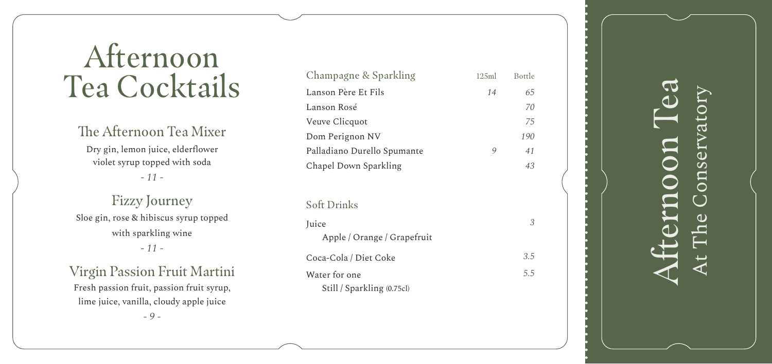# Afternoon Tea Cocktails

## The Afternoon Tea Mixer

Dry gin, lemon juice, elderflower violet syrup topped with soda

*- 11 -*

## Fizzy Journey

Sloe gin, rose & hibiscus syrup topped with sparkling wine

*- 11 -*

## Virgin Passion Fruit Martini

Fresh passion fruit, passion fruit syrup, lime juice, vanilla, cloudy apple juice

*- 9 -*

| Champagne & Sparkling | 125ml | Bottle |
|---|---|---|
| Lanson Père Et Fils | *14* | *65* |
| Lanson Rosé | | *70* |
| Veuve Clicquot | | *75* |
| Dom Perignon NV | | *190* |
| Palladiano Durello Spumante | *9* | *41* |
| Chapel Down Sparkling | | *43* |

| Soft Drinks | |
|---|---|
| Juice<br>Apple / Orange / Grapefruit | *3* |
| Coca-Cola / Diet Coke | *3.5* |
| Water for one<br>Still / Sparkling (0.75cl) | *5.5* |

# Afternoon Tea

At The Conservatory